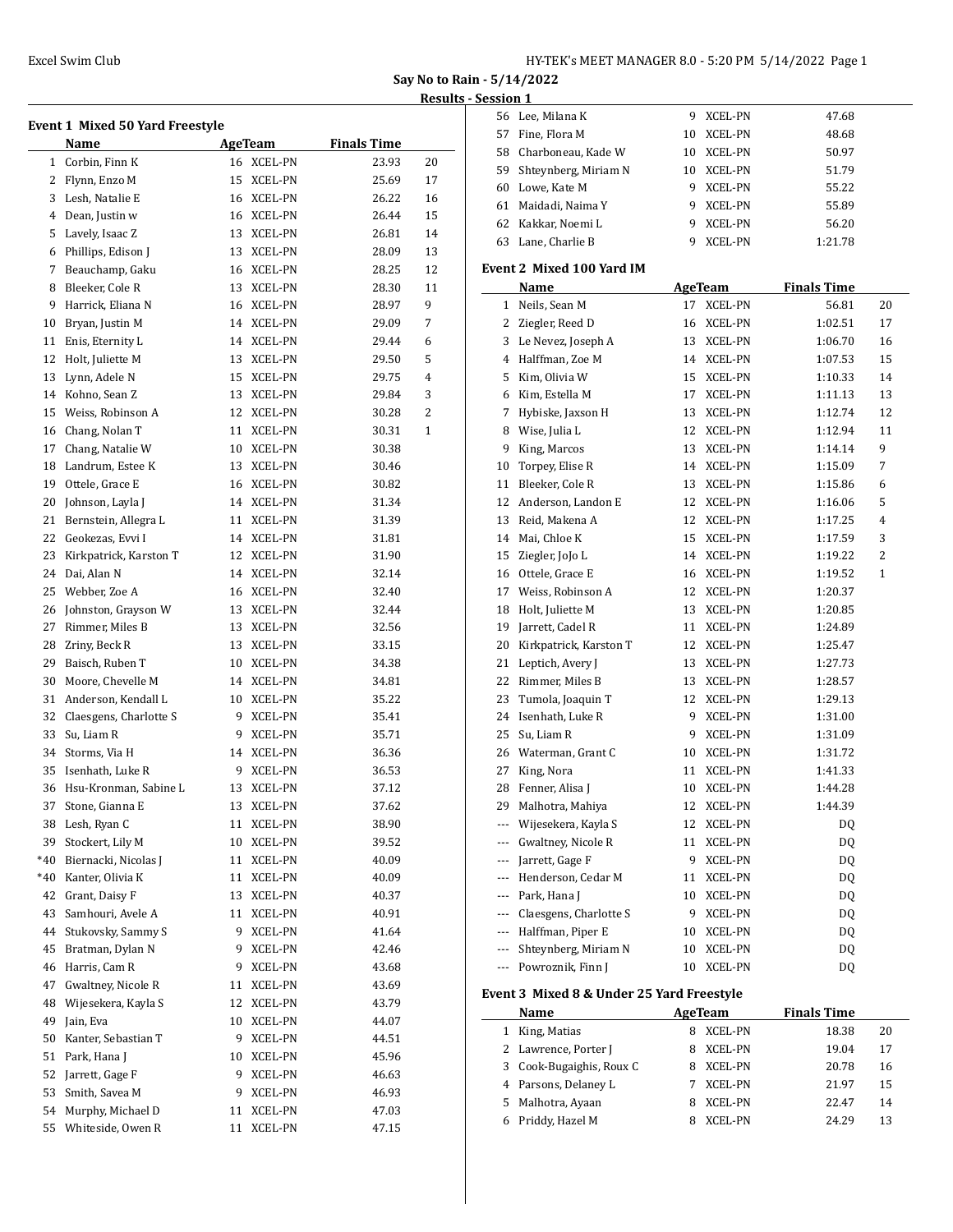Excel Swim Club

**Say No to Rain - 5/14/2022**

**Results - Session 1**

### Event 1 Mixed 50 Yard Freestyle

| | Name | Age | Team | Finals Time | |
|---|---|---|---|---|---|
| 1 | Corbin, Finn K | 16 | XCEL-PN | 23.93 | 20 |
| 2 | Flynn, Enzo M | 15 | XCEL-PN | 25.69 | 17 |
| 3 | Lesh, Natalie E | 16 | XCEL-PN | 26.22 | 16 |
| 4 | Dean, Justin w | 16 | XCEL-PN | 26.44 | 15 |
| 5 | Lavely, Isaac Z | 13 | XCEL-PN | 26.81 | 14 |
| 6 | Phillips, Edison J | 13 | XCEL-PN | 28.09 | 13 |
| 7 | Beauchamp, Gaku | 16 | XCEL-PN | 28.25 | 12 |
| 8 | Bleeker, Cole R | 13 | XCEL-PN | 28.30 | 11 |
| 9 | Harrick, Eliana N | 16 | XCEL-PN | 28.97 | 9 |
| 10 | Bryan, Justin M | 14 | XCEL-PN | 29.09 | 7 |
| 11 | Enis, Eternity L | 14 | XCEL-PN | 29.44 | 6 |
| 12 | Holt, Juliette M | 13 | XCEL-PN | 29.50 | 5 |
| 13 | Lynn, Adele N | 15 | XCEL-PN | 29.75 | 4 |
| 14 | Kohno, Sean Z | 13 | XCEL-PN | 29.84 | 3 |
| 15 | Weiss, Robinson A | 12 | XCEL-PN | 30.28 | 2 |
| 16 | Chang, Nolan T | 11 | XCEL-PN | 30.31 | 1 |
| 17 | Chang, Natalie W | 10 | XCEL-PN | 30.38 | |
| 18 | Landrum, Estee K | 13 | XCEL-PN | 30.46 | |
| 19 | Ottele, Grace E | 16 | XCEL-PN | 30.82 | |
| 20 | Johnson, Layla J | 14 | XCEL-PN | 31.34 | |
| 21 | Bernstein, Allegra L | 11 | XCEL-PN | 31.39 | |
| 22 | Geokezas, Evvi I | 14 | XCEL-PN | 31.81 | |
| 23 | Kirkpatrick, Karston T | 12 | XCEL-PN | 31.90 | |
| 24 | Dai, Alan N | 14 | XCEL-PN | 32.14 | |
| 25 | Webber, Zoe A | 16 | XCEL-PN | 32.40 | |
| 26 | Johnston, Grayson W | 13 | XCEL-PN | 32.44 | |
| 27 | Rimmer, Miles B | 13 | XCEL-PN | 32.56 | |
| 28 | Zriny, Beck R | 13 | XCEL-PN | 33.15 | |
| 29 | Baisch, Ruben T | 10 | XCEL-PN | 34.38 | |
| 30 | Moore, Chevelle M | 14 | XCEL-PN | 34.81 | |
| 31 | Anderson, Kendall L | 10 | XCEL-PN | 35.22 | |
| 32 | Claesgens, Charlotte S | 9 | XCEL-PN | 35.41 | |
| 33 | Su, Liam R | 9 | XCEL-PN | 35.71 | |
| 34 | Storms, Via H | 14 | XCEL-PN | 36.36 | |
| 35 | Isenhath, Luke R | 9 | XCEL-PN | 36.53 | |
| 36 | Hsu-Kronman, Sabine L | 13 | XCEL-PN | 37.12 | |
| 37 | Stone, Gianna E | 13 | XCEL-PN | 37.62 | |
| 38 | Lesh, Ryan C | 11 | XCEL-PN | 38.90 | |
| 39 | Stockert, Lily M | 10 | XCEL-PN | 39.52 | |
| *40 | Biernacki, Nicolas J | 11 | XCEL-PN | 40.09 | |
| *40 | Kanter, Olivia K | 11 | XCEL-PN | 40.09 | |
| 42 | Grant, Daisy F | 13 | XCEL-PN | 40.37 | |
| 43 | Samhouri, Avele A | 11 | XCEL-PN | 40.91 | |
| 44 | Stukovsky, Sammy S | 9 | XCEL-PN | 41.64 | |
| 45 | Bratman, Dylan N | 9 | XCEL-PN | 42.46 | |
| 46 | Harris, Cam R | 9 | XCEL-PN | 43.68 | |
| 47 | Gwaltney, Nicole R | 11 | XCEL-PN | 43.69 | |
| 48 | Wijesekera, Kayla S | 12 | XCEL-PN | 43.79 | |
| 49 | Jain, Eva | 10 | XCEL-PN | 44.07 | |
| 50 | Kanter, Sebastian T | 9 | XCEL-PN | 44.51 | |
| 51 | Park, Hana J | 10 | XCEL-PN | 45.96 | |
| 52 | Jarrett, Gage F | 9 | XCEL-PN | 46.63 | |
| 53 | Smith, Savea M | 9 | XCEL-PN | 46.93 | |
| 54 | Murphy, Michael D | 11 | XCEL-PN | 47.03 | |
| 55 | Whiteside, Owen R | 11 | XCEL-PN | 47.15 | |
| 56 | Lee, Milana K | 9 | XCEL-PN | 47.68 | |
| 57 | Fine, Flora M | 10 | XCEL-PN | 48.68 | |
| 58 | Charboneau, Kade W | 10 | XCEL-PN | 50.97 | |
| 59 | Shteynberg, Miriam N | 10 | XCEL-PN | 51.79 | |
| 60 | Lowe, Kate M | 9 | XCEL-PN | 55.22 | |
| 61 | Maidadi, Naima Y | 9 | XCEL-PN | 55.89 | |
| 62 | Kakkar, Noemi L | 9 | XCEL-PN | 56.20 | |
| 63 | Lane, Charlie B | 9 | XCEL-PN | 1:21.78 | |

### Event 2 Mixed 100 Yard IM

| | Name | Age | Team | Finals Time | |
|---|---|---|---|---|---|
| 1 | Neils, Sean M | 17 | XCEL-PN | 56.81 | 20 |
| 2 | Ziegler, Reed D | 16 | XCEL-PN | 1:02.51 | 17 |
| 3 | Le Nevez, Joseph A | 13 | XCEL-PN | 1:06.70 | 16 |
| 4 | Halffman, Zoe M | 14 | XCEL-PN | 1:07.53 | 15 |
| 5 | Kim, Olivia W | 15 | XCEL-PN | 1:10.33 | 14 |
| 6 | Kim, Estella M | 17 | XCEL-PN | 1:11.13 | 13 |
| 7 | Hybiske, Jaxson H | 13 | XCEL-PN | 1:12.74 | 12 |
| 8 | Wise, Julia L | 12 | XCEL-PN | 1:12.94 | 11 |
| 9 | King, Marcos | 13 | XCEL-PN | 1:14.14 | 9 |
| 10 | Torpey, Elise R | 14 | XCEL-PN | 1:15.09 | 7 |
| 11 | Bleeker, Cole R | 13 | XCEL-PN | 1:15.86 | 6 |
| 12 | Anderson, Landon E | 12 | XCEL-PN | 1:16.06 | 5 |
| 13 | Reid, Makena A | 12 | XCEL-PN | 1:17.25 | 4 |
| 14 | Mai, Chloe K | 15 | XCEL-PN | 1:17.59 | 3 |
| 15 | Ziegler, JoJo L | 14 | XCEL-PN | 1:19.22 | 2 |
| 16 | Ottele, Grace E | 16 | XCEL-PN | 1:19.52 | 1 |
| 17 | Weiss, Robinson A | 12 | XCEL-PN | 1:20.37 | |
| 18 | Holt, Juliette M | 13 | XCEL-PN | 1:20.85 | |
| 19 | Jarrett, Cadel R | 11 | XCEL-PN | 1:24.89 | |
| 20 | Kirkpatrick, Karston T | 12 | XCEL-PN | 1:25.47 | |
| 21 | Leptich, Avery J | 13 | XCEL-PN | 1:27.73 | |
| 22 | Rimmer, Miles B | 13 | XCEL-PN | 1:28.57 | |
| 23 | Tumola, Joaquin T | 12 | XCEL-PN | 1:29.13 | |
| 24 | Isenhath, Luke R | 9 | XCEL-PN | 1:31.00 | |
| 25 | Su, Liam R | 9 | XCEL-PN | 1:31.09 | |
| 26 | Waterman, Grant C | 10 | XCEL-PN | 1:31.72 | |
| 27 | King, Nora | 11 | XCEL-PN | 1:41.33 | |
| 28 | Fenner, Alisa J | 10 | XCEL-PN | 1:44.28 | |
| 29 | Malhotra, Mahiya | 12 | XCEL-PN | 1:44.39 | |
| --- | Wijesekera, Kayla S | 12 | XCEL-PN | DQ | |
| --- | Gwaltney, Nicole R | 11 | XCEL-PN | DQ | |
| --- | Jarrett, Gage F | 9 | XCEL-PN | DQ | |
| --- | Henderson, Cedar M | 11 | XCEL-PN | DQ | |
| --- | Park, Hana J | 10 | XCEL-PN | DQ | |
| --- | Claesgens, Charlotte S | 9 | XCEL-PN | DQ | |
| --- | Halffman, Piper E | 10 | XCEL-PN | DQ | |
| --- | Shteynberg, Miriam N | 10 | XCEL-PN | DQ | |
| --- | Powroznik, Finn J | 10 | XCEL-PN | DQ | |

### Event 3 Mixed 8 & Under 25 Yard Freestyle

| | Name | Age | Team | Finals Time | |
|---|---|---|---|---|---|
| 1 | King, Matias | 8 | XCEL-PN | 18.38 | 20 |
| 2 | Lawrence, Porter J | 8 | XCEL-PN | 19.04 | 17 |
| 3 | Cook-Bugaighis, Roux C | 8 | XCEL-PN | 20.78 | 16 |
| 4 | Parsons, Delaney L | 7 | XCEL-PN | 21.97 | 15 |
| 5 | Malhotra, Ayaan | 8 | XCEL-PN | 22.47 | 14 |
| 6 | Priddy, Hazel M | 8 | XCEL-PN | 24.29 | 13 |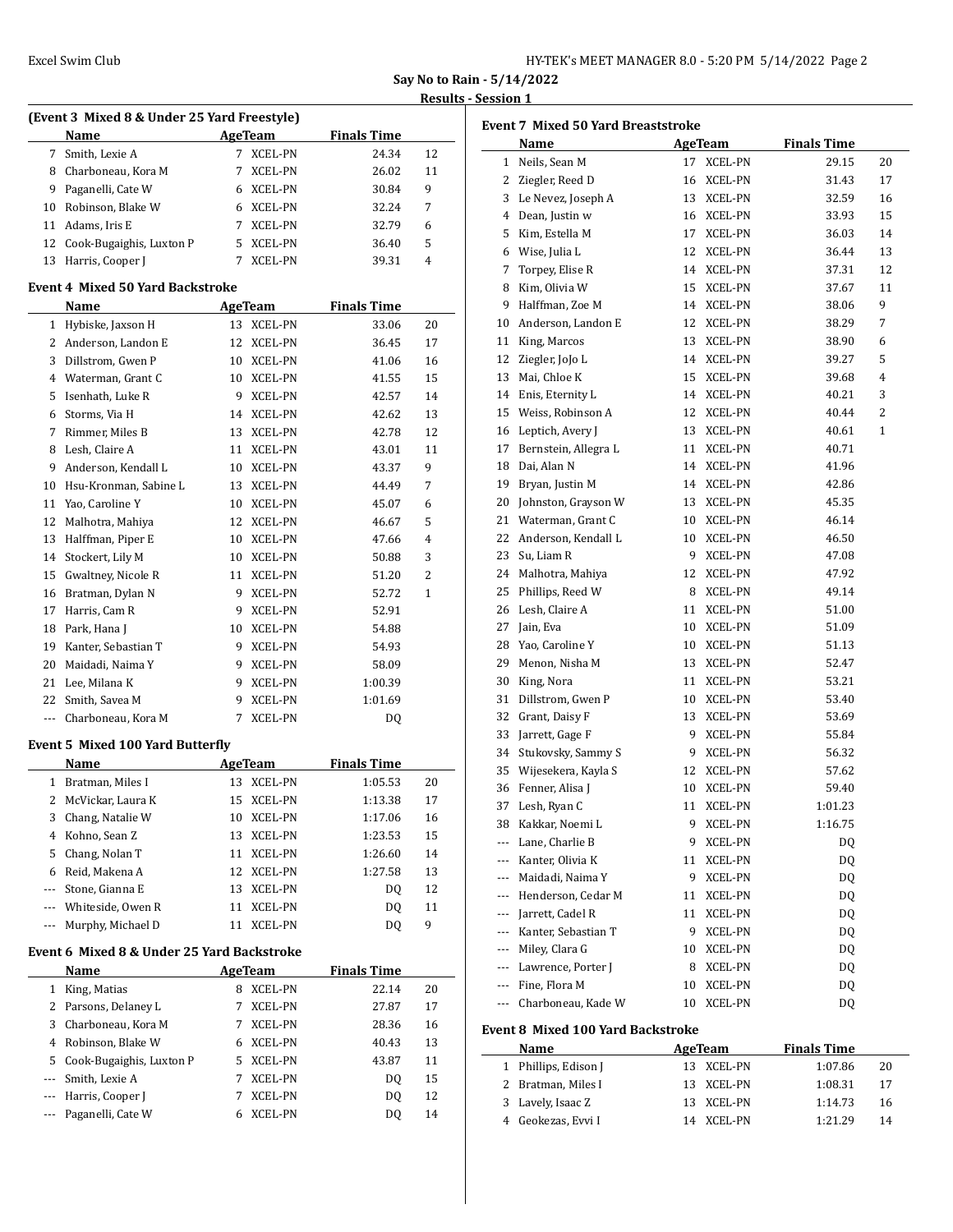**Say No to Rain - 5/14/2022**

**Results - Session 1**

### (Event 3 Mixed 8 & Under 25 Yard Freestyle)

| | Name | Age | Team | Finals Time | |
|---|---|---|---|---|---|
| 7 | Smith, Lexie A | 7 | XCEL-PN | 24.34 | 12 |
| 8 | Charboneau, Kora M | 7 | XCEL-PN | 26.02 | 11 |
| 9 | Paganelli, Cate W | 6 | XCEL-PN | 30.84 | 9 |
| 10 | Robinson, Blake W | 6 | XCEL-PN | 32.24 | 7 |
| 11 | Adams, Iris E | 7 | XCEL-PN | 32.79 | 6 |
| 12 | Cook-Bugaighis, Luxton P | 5 | XCEL-PN | 36.40 | 5 |
| 13 | Harris, Cooper J | 7 | XCEL-PN | 39.31 | 4 |

### Event 4 Mixed 50 Yard Backstroke

| | Name | Age | Team | Finals Time | |
|---|---|---|---|---|---|
| 1 | Hybiske, Jaxson H | 13 | XCEL-PN | 33.06 | 20 |
| 2 | Anderson, Landon E | 12 | XCEL-PN | 36.45 | 17 |
| 3 | Dillstrom, Gwen P | 10 | XCEL-PN | 41.06 | 16 |
| 4 | Waterman, Grant C | 10 | XCEL-PN | 41.55 | 15 |
| 5 | Isenhath, Luke R | 9 | XCEL-PN | 42.57 | 14 |
| 6 | Storms, Via H | 14 | XCEL-PN | 42.62 | 13 |
| 7 | Rimmer, Miles B | 13 | XCEL-PN | 42.78 | 12 |
| 8 | Lesh, Claire A | 11 | XCEL-PN | 43.01 | 11 |
| 9 | Anderson, Kendall L | 10 | XCEL-PN | 43.37 | 9 |
| 10 | Hsu-Kronman, Sabine L | 13 | XCEL-PN | 44.49 | 7 |
| 11 | Yao, Caroline Y | 10 | XCEL-PN | 45.07 | 6 |
| 12 | Malhotra, Mahiya | 12 | XCEL-PN | 46.67 | 5 |
| 13 | Halffman, Piper E | 10 | XCEL-PN | 47.66 | 4 |
| 14 | Stockert, Lily M | 10 | XCEL-PN | 50.88 | 3 |
| 15 | Gwaltney, Nicole R | 11 | XCEL-PN | 51.20 | 2 |
| 16 | Bratman, Dylan N | 9 | XCEL-PN | 52.72 | 1 |
| 17 | Harris, Cam R | 9 | XCEL-PN | 52.91 | |
| 18 | Park, Hana J | 10 | XCEL-PN | 54.88 | |
| 19 | Kanter, Sebastian T | 9 | XCEL-PN | 54.93 | |
| 20 | Maidadi, Naima Y | 9 | XCEL-PN | 58.09 | |
| 21 | Lee, Milana K | 9 | XCEL-PN | 1:00.39 | |
| 22 | Smith, Savea M | 9 | XCEL-PN | 1:01.69 | |
| --- | Charboneau, Kora M | 7 | XCEL-PN | DQ | |

### Event 5 Mixed 100 Yard Butterfly

| | Name | Age | Team | Finals Time | |
|---|---|---|---|---|---|
| 1 | Bratman, Miles I | 13 | XCEL-PN | 1:05.53 | 20 |
| 2 | McVickar, Laura K | 15 | XCEL-PN | 1:13.38 | 17 |
| 3 | Chang, Natalie W | 10 | XCEL-PN | 1:17.06 | 16 |
| 4 | Kohno, Sean Z | 13 | XCEL-PN | 1:23.53 | 15 |
| 5 | Chang, Nolan T | 11 | XCEL-PN | 1:26.60 | 14 |
| 6 | Reid, Makena A | 12 | XCEL-PN | 1:27.58 | 13 |
| --- | Stone, Gianna E | 13 | XCEL-PN | DQ | 12 |
| --- | Whiteside, Owen R | 11 | XCEL-PN | DQ | 11 |
| --- | Murphy, Michael D | 11 | XCEL-PN | DQ | 9 |

### Event 6 Mixed 8 & Under 25 Yard Backstroke

| | Name | Age | Team | Finals Time | |
|---|---|---|---|---|---|
| 1 | King, Matias | 8 | XCEL-PN | 22.14 | 20 |
| 2 | Parsons, Delaney L | 7 | XCEL-PN | 27.87 | 17 |
| 3 | Charboneau, Kora M | 7 | XCEL-PN | 28.36 | 16 |
| 4 | Robinson, Blake W | 6 | XCEL-PN | 40.43 | 13 |
| 5 | Cook-Bugaighis, Luxton P | 5 | XCEL-PN | 43.87 | 11 |
| --- | Smith, Lexie A | 7 | XCEL-PN | DQ | 15 |
| --- | Harris, Cooper J | 7 | XCEL-PN | DQ | 12 |
| --- | Paganelli, Cate W | 6 | XCEL-PN | DQ | 14 |

### Event 7 Mixed 50 Yard Breaststroke

| | Name | Age | Team | Finals Time | |
|---|---|---|---|---|---|
| 1 | Neils, Sean M | 17 | XCEL-PN | 29.15 | 20 |
| 2 | Ziegler, Reed D | 16 | XCEL-PN | 31.43 | 17 |
| 3 | Le Nevez, Joseph A | 13 | XCEL-PN | 32.59 | 16 |
| 4 | Dean, Justin w | 16 | XCEL-PN | 33.93 | 15 |
| 5 | Kim, Estella M | 17 | XCEL-PN | 36.03 | 14 |
| 6 | Wise, Julia L | 12 | XCEL-PN | 36.44 | 13 |
| 7 | Torpey, Elise R | 14 | XCEL-PN | 37.31 | 12 |
| 8 | Kim, Olivia W | 15 | XCEL-PN | 37.67 | 11 |
| 9 | Halffman, Zoe M | 14 | XCEL-PN | 38.06 | 9 |
| 10 | Anderson, Landon E | 12 | XCEL-PN | 38.29 | 7 |
| 11 | King, Marcos | 13 | XCEL-PN | 38.90 | 6 |
| 12 | Ziegler, JoJo L | 14 | XCEL-PN | 39.27 | 5 |
| 13 | Mai, Chloe K | 15 | XCEL-PN | 39.68 | 4 |
| 14 | Enis, Eternity L | 14 | XCEL-PN | 40.21 | 3 |
| 15 | Weiss, Robinson A | 12 | XCEL-PN | 40.44 | 2 |
| 16 | Leptich, Avery J | 13 | XCEL-PN | 40.61 | 1 |
| 17 | Bernstein, Allegra L | 11 | XCEL-PN | 40.71 | |
| 18 | Dai, Alan N | 14 | XCEL-PN | 41.96 | |
| 19 | Bryan, Justin M | 14 | XCEL-PN | 42.86 | |
| 20 | Johnston, Grayson W | 13 | XCEL-PN | 45.35 | |
| 21 | Waterman, Grant C | 10 | XCEL-PN | 46.14 | |
| 22 | Anderson, Kendall L | 10 | XCEL-PN | 46.50 | |
| 23 | Su, Liam R | 9 | XCEL-PN | 47.08 | |
| 24 | Malhotra, Mahiya | 12 | XCEL-PN | 47.92 | |
| 25 | Phillips, Reed W | 8 | XCEL-PN | 49.14 | |
| 26 | Lesh, Claire A | 11 | XCEL-PN | 51.00 | |
| 27 | Jain, Eva | 10 | XCEL-PN | 51.09 | |
| 28 | Yao, Caroline Y | 10 | XCEL-PN | 51.13 | |
| 29 | Menon, Nisha M | 13 | XCEL-PN | 52.47 | |
| 30 | King, Nora | 11 | XCEL-PN | 53.21 | |
| 31 | Dillstrom, Gwen P | 10 | XCEL-PN | 53.40 | |
| 32 | Grant, Daisy F | 13 | XCEL-PN | 53.69 | |
| 33 | Jarrett, Gage F | 9 | XCEL-PN | 55.84 | |
| 34 | Stukovsky, Sammy S | 9 | XCEL-PN | 56.32 | |
| 35 | Wijesekera, Kayla S | 12 | XCEL-PN | 57.62 | |
| 36 | Fenner, Alisa J | 10 | XCEL-PN | 59.40 | |
| 37 | Lesh, Ryan C | 11 | XCEL-PN | 1:01.23 | |
| 38 | Kakkar, Noemi L | 9 | XCEL-PN | 1:16.75 | |
| --- | Lane, Charlie B | 9 | XCEL-PN | DQ | |
| --- | Kanter, Olivia K | 11 | XCEL-PN | DQ | |
| --- | Maidadi, Naima Y | 9 | XCEL-PN | DQ | |
| --- | Henderson, Cedar M | 11 | XCEL-PN | DQ | |
| --- | Jarrett, Cadel R | 11 | XCEL-PN | DQ | |
| --- | Kanter, Sebastian T | 9 | XCEL-PN | DQ | |
| --- | Miley, Clara G | 10 | XCEL-PN | DQ | |
| --- | Lawrence, Porter J | 8 | XCEL-PN | DQ | |
| --- | Fine, Flora M | 10 | XCEL-PN | DQ | |
| --- | Charboneau, Kade W | 10 | XCEL-PN | DQ | |

### Event 8 Mixed 100 Yard Backstroke

| | Name | Age | Team | Finals Time | |
|---|---|---|---|---|---|
| 1 | Phillips, Edison J | 13 | XCEL-PN | 1:07.86 | 20 |
| 2 | Bratman, Miles I | 13 | XCEL-PN | 1:08.31 | 17 |
| 3 | Lavely, Isaac Z | 13 | XCEL-PN | 1:14.73 | 16 |
| 4 | Geokezas, Evvi I | 14 | XCEL-PN | 1:21.29 | 14 |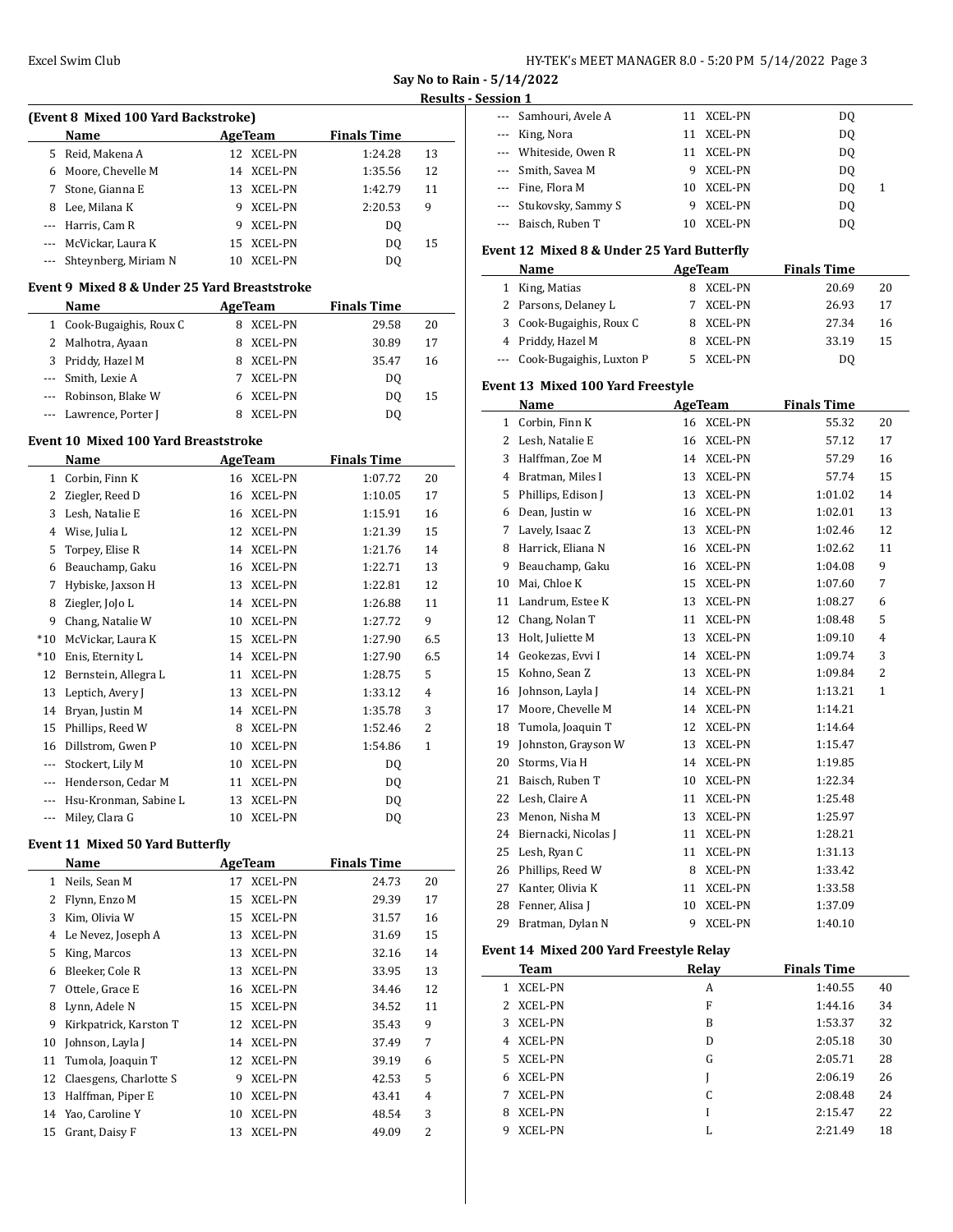## Say No to Rain - 5/14/2022

### Results - Session 1

**(Event 8 Mixed 100 Yard Backstroke)**

| | Name | Age | Team | Finals Time | |
|---|---|---|---|---|---|
| 5 | Reid, Makena A | 12 | XCEL-PN | 1:24.28 | 13 |
| 6 | Moore, Chevelle M | 14 | XCEL-PN | 1:35.56 | 12 |
| 7 | Stone, Gianna E | 13 | XCEL-PN | 1:42.79 | 11 |
| 8 | Lee, Milana K | 9 | XCEL-PN | 2:20.53 | 9 |
| --- | Harris, Cam R | 9 | XCEL-PN | DQ | |
| --- | McVickar, Laura K | 15 | XCEL-PN | DQ | 15 |
| --- | Shteynberg, Miriam N | 10 | XCEL-PN | DQ | |

**Event 9 Mixed 8 & Under 25 Yard Breaststroke**

| | Name | Age | Team | Finals Time | |
|---|---|---|---|---|---|
| 1 | Cook-Bugaighis, Roux C | 8 | XCEL-PN | 29.58 | 20 |
| 2 | Malhotra, Ayaan | 8 | XCEL-PN | 30.89 | 17 |
| 3 | Priddy, Hazel M | 8 | XCEL-PN | 35.47 | 16 |
| --- | Smith, Lexie A | 7 | XCEL-PN | DQ | |
| --- | Robinson, Blake W | 6 | XCEL-PN | DQ | 15 |
| --- | Lawrence, Porter J | 8 | XCEL-PN | DQ | |

**Event 10 Mixed 100 Yard Breaststroke**

| | Name | Age | Team | Finals Time | |
|---|---|---|---|---|---|
| 1 | Corbin, Finn K | 16 | XCEL-PN | 1:07.72 | 20 |
| 2 | Ziegler, Reed D | 16 | XCEL-PN | 1:10.05 | 17 |
| 3 | Lesh, Natalie E | 16 | XCEL-PN | 1:15.91 | 16 |
| 4 | Wise, Julia L | 12 | XCEL-PN | 1:21.39 | 15 |
| 5 | Torpey, Elise R | 14 | XCEL-PN | 1:21.76 | 14 |
| 6 | Beauchamp, Gaku | 16 | XCEL-PN | 1:22.71 | 13 |
| 7 | Hybiske, Jaxson H | 13 | XCEL-PN | 1:22.81 | 12 |
| 8 | Ziegler, JoJo L | 14 | XCEL-PN | 1:26.88 | 11 |
| 9 | Chang, Natalie W | 10 | XCEL-PN | 1:27.72 | 9 |
| *10 | McVickar, Laura K | 15 | XCEL-PN | 1:27.90 | 6.5 |
| *10 | Enis, Eternity L | 14 | XCEL-PN | 1:27.90 | 6.5 |
| 12 | Bernstein, Allegra L | 11 | XCEL-PN | 1:28.75 | 5 |
| 13 | Leptich, Avery J | 13 | XCEL-PN | 1:33.12 | 4 |
| 14 | Bryan, Justin M | 14 | XCEL-PN | 1:35.78 | 3 |
| 15 | Phillips, Reed W | 8 | XCEL-PN | 1:52.46 | 2 |
| 16 | Dillstrom, Gwen P | 10 | XCEL-PN | 1:54.86 | 1 |
| --- | Stockert, Lily M | 10 | XCEL-PN | DQ | |
| --- | Henderson, Cedar M | 11 | XCEL-PN | DQ | |
| --- | Hsu-Kronman, Sabine L | 13 | XCEL-PN | DQ | |
| --- | Miley, Clara G | 10 | XCEL-PN | DQ | |

**Event 11 Mixed 50 Yard Butterfly**

| | Name | Age | Team | Finals Time | |
|---|---|---|---|---|---|
| 1 | Neils, Sean M | 17 | XCEL-PN | 24.73 | 20 |
| 2 | Flynn, Enzo M | 15 | XCEL-PN | 29.39 | 17 |
| 3 | Kim, Olivia W | 15 | XCEL-PN | 31.57 | 16 |
| 4 | Le Nevez, Joseph A | 13 | XCEL-PN | 31.69 | 15 |
| 5 | King, Marcos | 13 | XCEL-PN | 32.16 | 14 |
| 6 | Bleeker, Cole R | 13 | XCEL-PN | 33.95 | 13 |
| 7 | Ottele, Grace E | 16 | XCEL-PN | 34.46 | 12 |
| 8 | Lynn, Adele N | 15 | XCEL-PN | 34.52 | 11 |
| 9 | Kirkpatrick, Karston T | 12 | XCEL-PN | 35.43 | 9 |
| 10 | Johnson, Layla J | 14 | XCEL-PN | 37.49 | 7 |
| 11 | Tumola, Joaquin T | 12 | XCEL-PN | 39.19 | 6 |
| 12 | Claesgens, Charlotte S | 9 | XCEL-PN | 42.53 | 5 |
| 13 | Halffman, Piper E | 10 | XCEL-PN | 43.41 | 4 |
| 14 | Yao, Caroline Y | 10 | XCEL-PN | 48.54 | 3 |
| 15 | Grant, Daisy F | 13 | XCEL-PN | 49.09 | 2 |
| --- | Samhouri, Avele A | 11 | XCEL-PN | DQ | |
| --- | King, Nora | 11 | XCEL-PN | DQ | |
| --- | Whiteside, Owen R | 11 | XCEL-PN | DQ | |
| --- | Smith, Savea M | 9 | XCEL-PN | DQ | |
| --- | Fine, Flora M | 10 | XCEL-PN | DQ | 1 |
| --- | Stukovsky, Sammy S | 9 | XCEL-PN | DQ | |
| --- | Baisch, Ruben T | 10 | XCEL-PN | DQ | |

**Event 12 Mixed 8 & Under 25 Yard Butterfly**

| | Name | Age | Team | Finals Time | |
|---|---|---|---|---|---|
| 1 | King, Matias | 8 | XCEL-PN | 20.69 | 20 |
| 2 | Parsons, Delaney L | 7 | XCEL-PN | 26.93 | 17 |
| 3 | Cook-Bugaighis, Roux C | 8 | XCEL-PN | 27.34 | 16 |
| 4 | Priddy, Hazel M | 8 | XCEL-PN | 33.19 | 15 |
| --- | Cook-Bugaighis, Luxton P | 5 | XCEL-PN | DQ | |

**Event 13 Mixed 100 Yard Freestyle**

| | Name | Age | Team | Finals Time | |
|---|---|---|---|---|---|
| 1 | Corbin, Finn K | 16 | XCEL-PN | 55.32 | 20 |
| 2 | Lesh, Natalie E | 16 | XCEL-PN | 57.12 | 17 |
| 3 | Halffman, Zoe M | 14 | XCEL-PN | 57.29 | 16 |
| 4 | Bratman, Miles I | 13 | XCEL-PN | 57.74 | 15 |
| 5 | Phillips, Edison J | 13 | XCEL-PN | 1:01.02 | 14 |
| 6 | Dean, Justin w | 16 | XCEL-PN | 1:02.01 | 13 |
| 7 | Lavely, Isaac Z | 13 | XCEL-PN | 1:02.46 | 12 |
| 8 | Harrick, Eliana N | 16 | XCEL-PN | 1:02.62 | 11 |
| 9 | Beauchamp, Gaku | 16 | XCEL-PN | 1:04.08 | 9 |
| 10 | Mai, Chloe K | 15 | XCEL-PN | 1:07.60 | 7 |
| 11 | Landrum, Estee K | 13 | XCEL-PN | 1:08.27 | 6 |
| 12 | Chang, Nolan T | 11 | XCEL-PN | 1:08.48 | 5 |
| 13 | Holt, Juliette M | 13 | XCEL-PN | 1:09.10 | 4 |
| 14 | Geokezas, Evvi I | 14 | XCEL-PN | 1:09.74 | 3 |
| 15 | Kohno, Sean Z | 13 | XCEL-PN | 1:09.84 | 2 |
| 16 | Johnson, Layla J | 14 | XCEL-PN | 1:13.21 | 1 |
| 17 | Moore, Chevelle M | 14 | XCEL-PN | 1:14.21 | |
| 18 | Tumola, Joaquin T | 12 | XCEL-PN | 1:14.64 | |
| 19 | Johnston, Grayson W | 13 | XCEL-PN | 1:15.47 | |
| 20 | Storms, Via H | 14 | XCEL-PN | 1:19.85 | |
| 21 | Baisch, Ruben T | 10 | XCEL-PN | 1:22.34 | |
| 22 | Lesh, Claire A | 11 | XCEL-PN | 1:25.48 | |
| 23 | Menon, Nisha M | 13 | XCEL-PN | 1:25.97 | |
| 24 | Biernacki, Nicolas J | 11 | XCEL-PN | 1:28.21 | |
| 25 | Lesh, Ryan C | 11 | XCEL-PN | 1:31.13 | |
| 26 | Phillips, Reed W | 8 | XCEL-PN | 1:33.42 | |
| 27 | Kanter, Olivia K | 11 | XCEL-PN | 1:33.58 | |
| 28 | Fenner, Alisa J | 10 | XCEL-PN | 1:37.09 | |
| 29 | Bratman, Dylan N | 9 | XCEL-PN | 1:40.10 | |

**Event 14 Mixed 200 Yard Freestyle Relay**

| | Team | Relay | Finals Time | |
|---|---|---|---|---|
| 1 | XCEL-PN | A | 1:40.55 | 40 |
| 2 | XCEL-PN | F | 1:44.16 | 34 |
| 3 | XCEL-PN | B | 1:53.37 | 32 |
| 4 | XCEL-PN | D | 2:05.18 | 30 |
| 5 | XCEL-PN | G | 2:05.71 | 28 |
| 6 | XCEL-PN | J | 2:06.19 | 26 |
| 7 | XCEL-PN | C | 2:08.48 | 24 |
| 8 | XCEL-PN | I | 2:15.47 | 22 |
| 9 | XCEL-PN | L | 2:21.49 | 18 |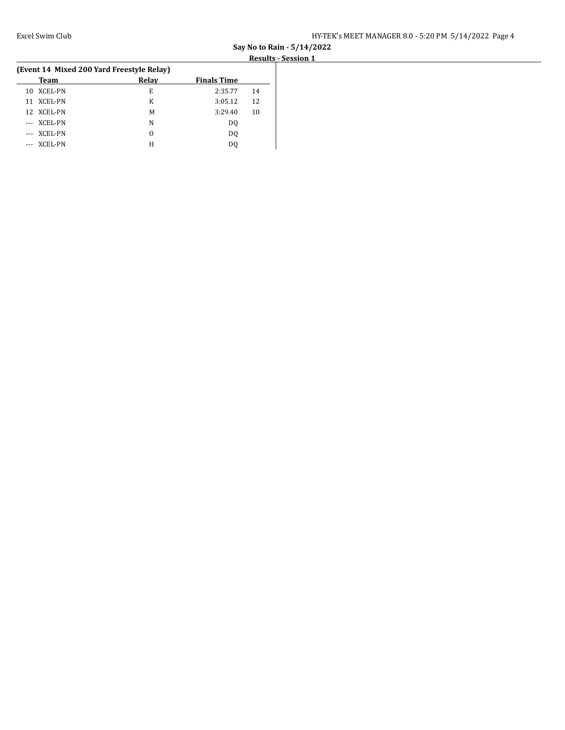**Say No to Rain - 5/14/2022**

**Results - Session 1**

**(Event 14 Mixed 200 Yard Freestyle Relay)**

| | Team | Relay | Finals Time | |
|---|---|---|---|---|
| 10 | XCEL-PN | E | 2:35.77 | 14 |
| 11 | XCEL-PN | K | 3:05.12 | 12 |
| 12 | XCEL-PN | M | 3:29.40 | 10 |
| --- | XCEL-PN | N | DQ | |
| --- | XCEL-PN | O | DQ | |
| --- | XCEL-PN | H | DQ | |